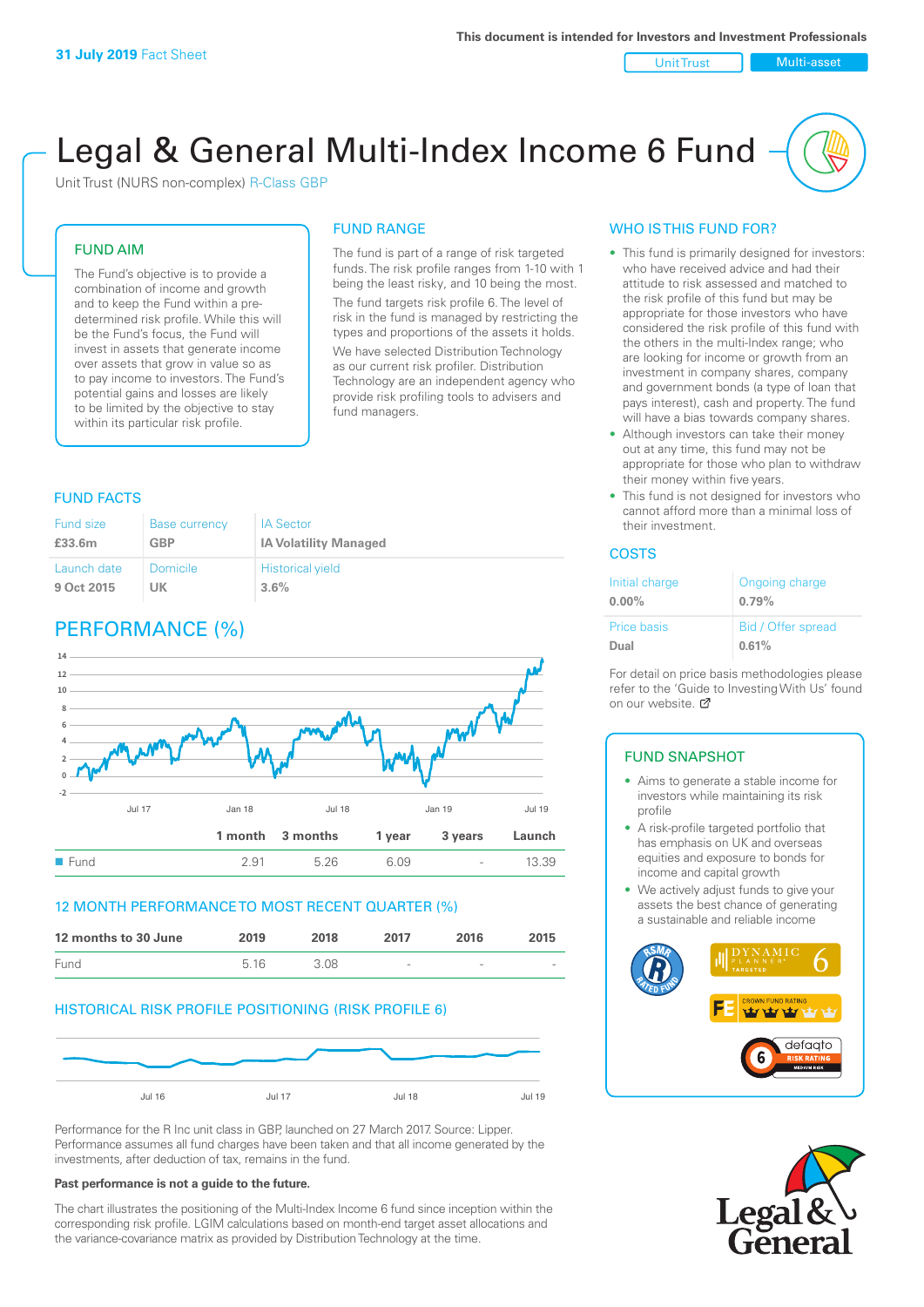**31 July 2019** Fact Sheet

This document is intended for Investors and Investment Professionals

Unit Trust | Multi-asset

# Legal & General Multi-Index Income 6 Fund

Unit Trust (NURS non-complex) R-Class GBP

## FUND AIM

The Fund's objective is to provide a combination of income and growth and to keep the Fund within a pre-determined risk profile. While this will be the Fund's focus, the Fund will invest in assets that generate income over assets that grow in value so as to pay income to investors. The Fund's potential gains and losses are likely to be limited by the objective to stay within its particular risk profile.

## FUND RANGE

The fund is part of a range of risk targeted funds. The risk profile ranges from 1-10 with 1 being the least risky, and 10 being the most.

The fund targets risk profile 6. The level of risk in the fund is managed by restricting the types and proportions of the assets it holds. We have selected Distribution Technology as our current risk profiler. Distribution Technology are an independent agency who provide risk profiling tools to advisers and fund managers.

## WHO IS THIS FUND FOR?

- This fund is primarily designed for investors: who have received advice and had their attitude to risk assessed and matched to the risk profile of this fund but may be appropriate for those investors who have considered the risk profile of this fund with the others in the multi-index range; who are looking for income or growth from an investment in company shares, company and government bonds (a type of loan that pays interest), cash and property. The fund will have a bias towards company shares.
- Although investors can take their money out at any time, this fund may not be appropriate for those who plan to withdraw their money within five years.
- This fund is not designed for investors who cannot afford more than a minimal loss of their investment.

## FUND FACTS

| Fund size | Base currency | IA Sector |
|---|---|---|
| £33.6m | GBP | IA Volatility Managed |
| **Launch date** | **Domicile** | **Historical yield** |
| 9 Oct 2015 | UK | 3.6% |

## COSTS

| Initial charge | Ongoing charge |
|---|---|
| 0.00% | 0.79% |
| **Price basis** | **Bid / Offer spread** |
| Dual | 0.61% |

For detail on price basis methodologies please refer to the 'Guide to Investing With Us' found on our website.

## PERFORMANCE (%)

| | 1 month | 3 months | 1 year | 3 years | Launch |
|---|---|---|---|---|---|
| Fund | 2.91 | 5.26 | 6.09 | - | 13.39 |

## 12 MONTH PERFORMANCE TO MOST RECENT QUARTER (%)

| 12 months to 30 June | 2019 | 2018 | 2017 | 2016 | 2015 |
|---|---|---|---|---|---|
| Fund | 5.16 | 3.08 | - | - | - |

## HISTORICAL RISK PROFILE POSITIONING (RISK PROFILE 6)

Performance for the R Inc unit class in GBP, launched on 27 March 2017. Source: Lipper. Performance assumes all fund charges have been taken and that all income generated by the investments, after deduction of tax, remains in the fund.

**Past performance is not a guide to the future.**

The chart illustrates the positioning of the Multi-Index Income 6 fund since inception within the corresponding risk profile. LGIM calculations based on month-end target asset allocations and the variance-covariance matrix as provided by Distribution Technology at the time.

## FUND SNAPSHOT

- Aims to generate a stable income for investors while maintaining its risk profile
- A risk-profile targeted portfolio that has emphasis on UK and overseas equities and exposure to bonds for income and capital growth
- We actively adjust funds to give your assets the best chance of generating a sustainable and reliable income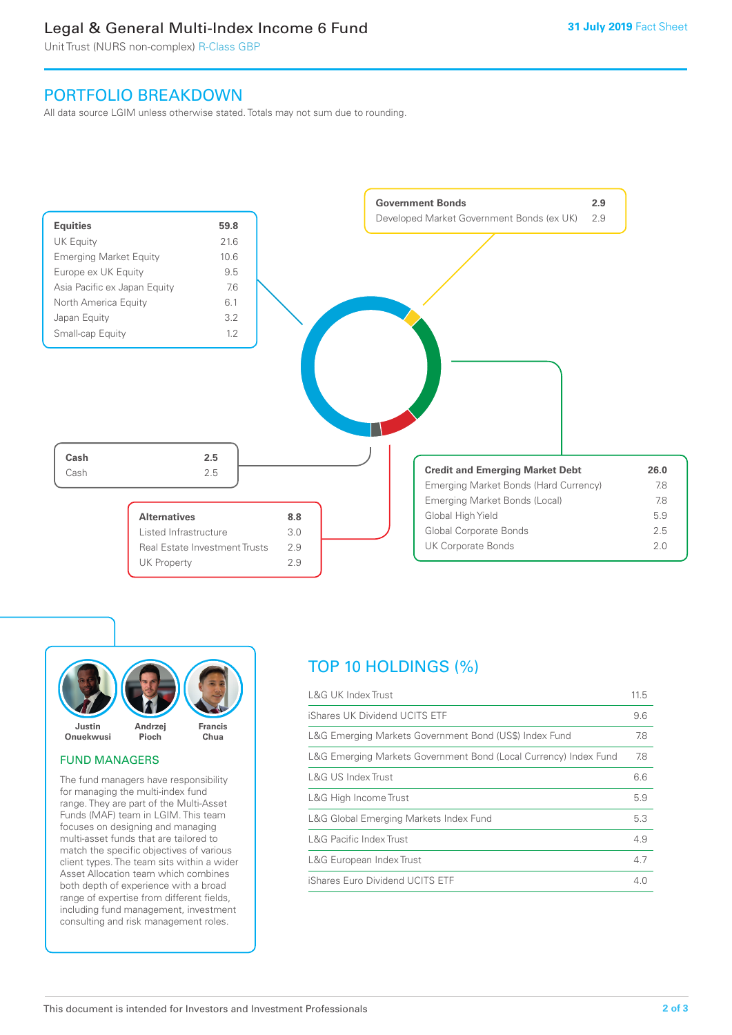# Legal & General Multi-Index Income 6 Fund

Unit Trust (NURS non-complex) R-Class GBP

31 July 2019 Fact Sheet

## PORTFOLIO BREAKDOWN

All data source LGIM unless otherwise stated. Totals may not sum due to rounding.

| Equities | 59.8 |
|---|---|
| UK Equity | 21.6 |
| Emerging Market Equity | 10.6 |
| Europe ex UK Equity | 9.5 |
| Asia Pacific ex Japan Equity | 7.6 |
| North America Equity | 6.1 |
| Japan Equity | 3.2 |
| Small-cap Equity | 1.2 |

| Government Bonds | 2.9 |
|---|---|
| Developed Market Government Bonds (ex UK) | 2.9 |

| Credit and Emerging Market Debt | 26.0 |
|---|---|
| Emerging Market Bonds (Hard Currency) | 7.8 |
| Emerging Market Bonds (Local) | 7.8 |
| Global High Yield | 5.9 |
| Global Corporate Bonds | 2.5 |
| UK Corporate Bonds | 2.0 |

| Alternatives | 8.8 |
|---|---|
| Listed Infrastructure | 3.0 |
| Real Estate Investment Trusts | 2.9 |
| UK Property | 2.9 |

| Cash | 2.5 |
|---|---|
| Cash | 2.5 |

Justin Onuekwusi, Andrzej Pioch, Francis Chua

## FUND MANAGERS

The fund managers have responsibility for managing the multi-index fund range. They are part of the Multi-Asset Funds (MAF) team in LGIM. This team focuses on designing and managing multi-asset funds that are tailored to match the specific objectives of various client types. The team sits within a wider Asset Allocation team which combines both depth of experience with a broad range of expertise from different fields, including fund management, investment consulting and risk management roles.

## TOP 10 HOLDINGS (%)

| Holding | % |
|---|---|
| L&G UK Index Trust | 11.5 |
| iShares UK Dividend UCITS ETF | 9.6 |
| L&G Emerging Markets Government Bond (US$) Index Fund | 7.8 |
| L&G Emerging Markets Government Bond (Local Currency) Index Fund | 7.8 |
| L&G US Index Trust | 6.6 |
| L&G High Income Trust | 5.9 |
| L&G Global Emerging Markets Index Fund | 5.3 |
| L&G Pacific Index Trust | 4.9 |
| L&G European Index Trust | 4.7 |
| iShares Euro Dividend UCITS ETF | 4.0 |

This document is intended for Investors and Investment Professionals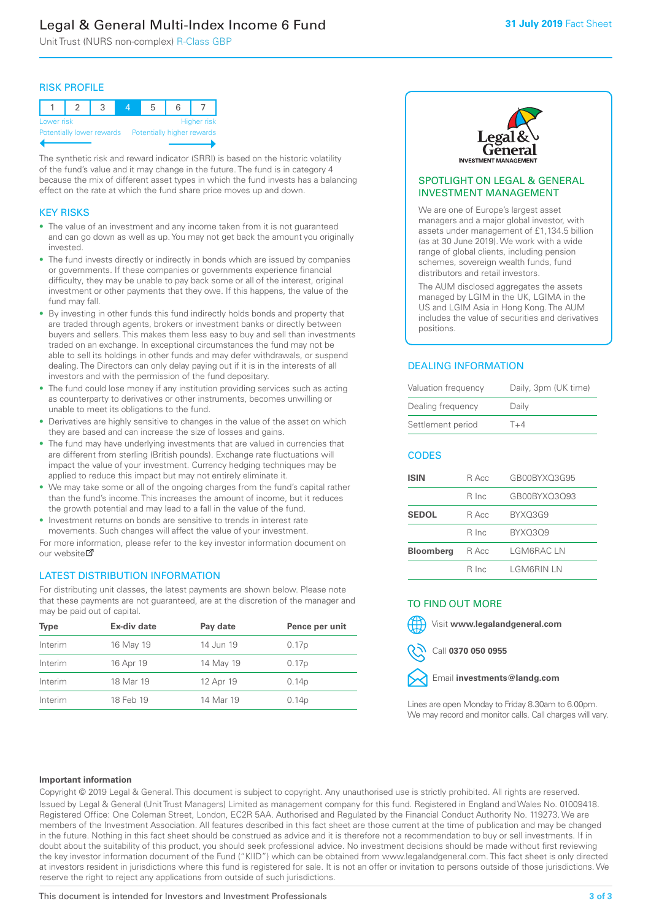# Legal & General Multi-Index Income 6 Fund

Unit Trust (NURS non-complex) R-Class GBP

**31 July 2019** Fact Sheet

## RISK PROFILE

| 1 | 2 | 3 | 4 | 5 | 6 | 7 |
|---|---|---|---|---|---|---|

Lower risk — Higher risk

Potentially lower rewards — Potentially higher rewards

The synthetic risk and reward indicator (SRRI) is based on the historic volatility of the fund's value and it may change in the future. The fund is in category 4 because the mix of different asset types in which the fund invests has a balancing effect on the rate at which the fund share price moves up and down.

## KEY RISKS

- The value of an investment and any income taken from it is not guaranteed and can go down as well as up. You may not get back the amount you originally invested.
- The fund invests directly or indirectly in bonds which are issued by companies or governments. If these companies or governments experience financial difficulty, they may be unable to pay back some or all of the interest, original investment or other payments that they owe. If this happens, the value of the fund may fall.
- By investing in other funds this fund indirectly holds bonds and property that are traded through agents, brokers or investment banks or directly between buyers and sellers. This makes them less easy to buy and sell than investments traded on an exchange. In exceptional circumstances the fund may not be able to sell its holdings in other funds and may defer withdrawals, or suspend dealing. The Directors can only delay paying out if it is in the interests of all investors and with the permission of the fund depositary.
- The fund could lose money if any institution providing services such as acting as counterparty to derivatives or other instruments, becomes unwilling or unable to meet its obligations to the fund.
- Derivatives are highly sensitive to changes in the value of the asset on which they are based and can increase the size of losses and gains.
- The fund may have underlying investments that are valued in currencies that are different from sterling (British pounds). Exchange rate fluctuations will impact the value of your investment. Currency hedging techniques may be applied to reduce this impact but may not entirely eliminate it.
- We may take some or all of the ongoing charges from the fund's capital rather than the fund's income. This increases the amount of income, but it reduces the growth potential and may lead to a fall in the value of the fund.
- Investment returns on bonds are sensitive to trends in interest rate movements. Such changes will affect the value of your investment.

For more information, please refer to the key investor information document on our website

## LATEST DISTRIBUTION INFORMATION

For distributing unit classes, the latest payments are shown below. Please note that these payments are not guaranteed, are at the discretion of the manager and may be paid out of capital.

| Type | Ex-div date | Pay date | Pence per unit |
|---|---|---|---|
| Interim | 16 May 19 | 14 Jun 19 | 0.17p |
| Interim | 16 Apr 19 | 14 May 19 | 0.17p |
| Interim | 18 Mar 19 | 12 Apr 19 | 0.14p |
| Interim | 18 Feb 19 | 14 Mar 19 | 0.14p |

## SPOTLIGHT ON LEGAL & GENERAL INVESTMENT MANAGEMENT

We are one of Europe's largest asset managers and a major global investor, with assets under management of £1,134.5 billion (as at 30 June 2019). We work with a wide range of global clients, including pension schemes, sovereign wealth funds, fund distributors and retail investors.

The AUM disclosed aggregates the assets managed by LGIM in the UK, LGIMA in the US and LGIM Asia in Hong Kong. The AUM includes the value of securities and derivatives positions.

## DEALING INFORMATION

| | |
|---|---|
| Valuation frequency | Daily, 3pm (UK time) |
| Dealing frequency | Daily |
| Settlement period | T+4 |

## CODES

| | | |
|---|---|---|
| **ISIN** | R Acc | GB00BYXQ3G95 |
| | R Inc | GB00BYXQ3Q93 |
| **SEDOL** | R Acc | BYXQ3G9 |
| | R Inc | BYXQ3Q9 |
| **Bloomberg** | R Acc | LGM6RAC LN |
| | R Inc | LGM6RIN LN |

## TO FIND OUT MORE

Visit **www.legalandgeneral.com**

Call **0370 050 0955**

Email **investments@landg.com**

Lines are open Monday to Friday 8.30am to 6.00pm. We may record and monitor calls. Call charges will vary.

**Important information**

Copyright © 2019 Legal & General. This document is subject to copyright. Any unauthorised use is strictly prohibited. All rights are reserved. Issued by Legal & General (Unit Trust Managers) Limited as management company for this fund. Registered in England and Wales No. 01009418. Registered Office: One Coleman Street, London, EC2R 5AA. Authorised and Regulated by the Financial Conduct Authority No. 119273. We are members of the Investment Association. All features described in this fact sheet are those current at the time of publication and may be changed in the future. Nothing in this fact sheet should be construed as advice and it is therefore not a recommendation to buy or sell investments. If in doubt about the suitability of this product, you should seek professional advice. No investment decisions should be made without first reviewing the key investor information document of the Fund ("KIID") which can be obtained from www.legalandgeneral.com. This fact sheet is only directed at investors resident in jurisdictions where this fund is registered for sale. It is not an offer or invitation to persons outside of those jurisdictions. We reserve the right to reject any applications from outside of such jurisdictions.

This document is intended for Investors and Investment Professionals